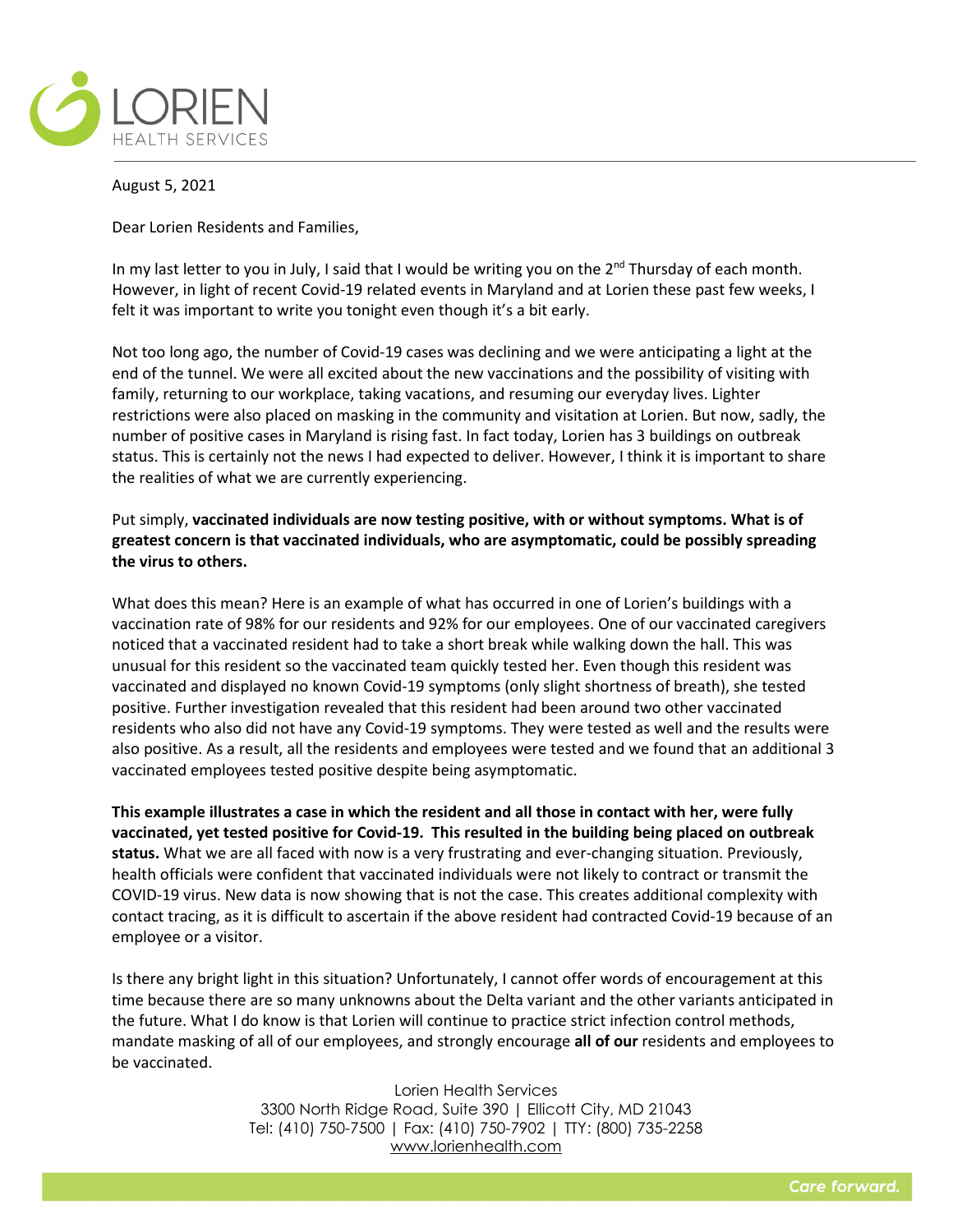August 5, 2021

Dear Lorien Residents and Families,

In my last letter to you in July, I said that I would be writing you on the 2nd Thursday of each month. However, in light of recent Covid-19 related events in Maryland and at Lorien these past few weeks, I felt it was important to write you tonight even though it's a bit early.

Not too long ago, the number of Covid-19 cases was declining and we were anticipating a light at the end of the tunnel. We were all excited about the new vaccinations and the possibility of visiting with family, returning to our workplace, taking vacations, and resuming our everyday lives. Lighter restrictions were also placed on masking in the community and visitation at Lorien. But now, sadly, the number of positive cases in Maryland is rising fast. In fact today, Lorien has 3 buildings on outbreak status. This is certainly not the news I had expected to deliver. However, I think it is important to share the realities of what we are currently experiencing.

Put simply, **vaccinated individuals are now testing positive, with or without symptoms. What is of greatest concern is that vaccinated individuals, who are asymptomatic, could be possibly spreading the virus to others.**

What does this mean? Here is an example of what has occurred in one of Lorien's buildings with a vaccination rate of 98% for our residents and 92% for our employees. One of our vaccinated caregivers noticed that a vaccinated resident had to take a short break while walking down the hall. This was unusual for this resident so the vaccinated team quickly tested her. Even though this resident was vaccinated and displayed no known Covid-19 symptoms (only slight shortness of breath), she tested positive. Further investigation revealed that this resident had been around two other vaccinated residents who also did not have any Covid-19 symptoms. They were tested as well and the results were also positive. As a result, all the residents and employees were tested and we found that an additional 3 vaccinated employees tested positive despite being asymptomatic.

**This example illustrates a case in which the resident and all those in contact with her, were fully vaccinated, yet tested positive for Covid-19. This resulted in the building being placed on outbreak status.** What we are all faced with now is a very frustrating and ever-changing situation. Previously, health officials were confident that vaccinated individuals were not likely to contract or transmit the COVID-19 virus. New data is now showing that is not the case. This creates additional complexity with contact tracing, as it is difficult to ascertain if the above resident had contracted Covid-19 because of an employee or a visitor.

Is there any bright light in this situation? Unfortunately, I cannot offer words of encouragement at this time because there are so many unknowns about the Delta variant and the other variants anticipated in the future. What I do know is that Lorien will continue to practice strict infection control methods, mandate masking of all of our employees, and strongly encourage **all of our** residents and employees to be vaccinated.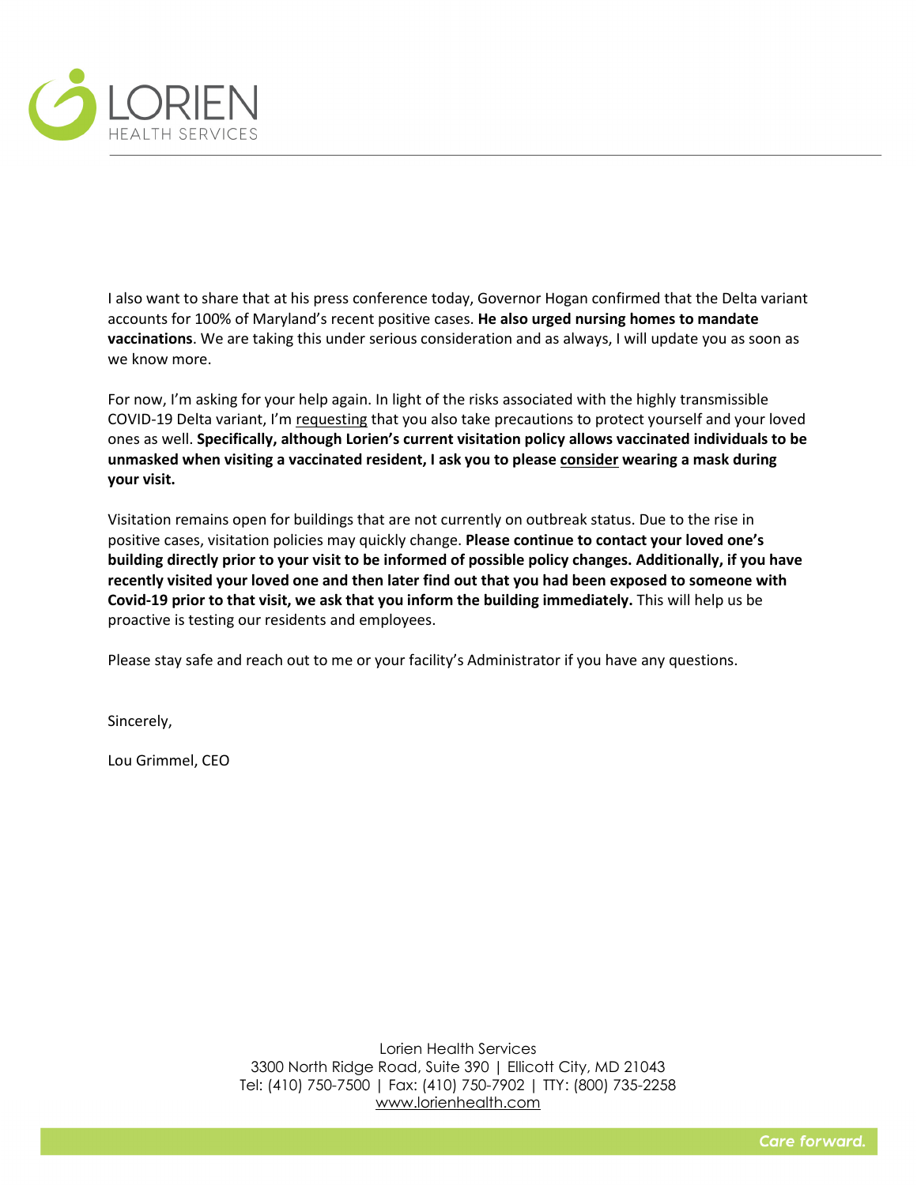I also want to share that at his press conference today, Governor Hogan confirmed that the Delta variant accounts for 100% of Maryland's recent positive cases. **He also urged nursing homes to mandate vaccinations**. We are taking this under serious consideration and as always, I will update you as soon as we know more.

For now, I'm asking for your help again. In light of the risks associated with the highly transmissible COVID-19 Delta variant, I'm <u>requesting</u> that you also take precautions to protect yourself and your loved ones as well. **Specifically, although Lorien's current visitation policy allows vaccinated individuals to be unmasked when visiting a vaccinated resident, I ask you to please <u>consider</u> wearing a mask during your visit.**

Visitation remains open for buildings that are not currently on outbreak status. Due to the rise in positive cases, visitation policies may quickly change. **Please continue to contact your loved one's building directly prior to your visit to be informed of possible policy changes. Additionally, if you have recently visited your loved one and then later find out that you had been exposed to someone with Covid-19 prior to that visit, we ask that you inform the building immediately.** This will help us be proactive is testing our residents and employees.

Please stay safe and reach out to me or your facility's Administrator if you have any questions.

Sincerely,

Lou Grimmel, CEO

Lorien Health Services
3300 North Ridge Road, Suite 390 | Ellicott City, MD 21043
Tel: (410) 750-7500 | Fax: (410) 750-7902 | TTY: (800) 735-2258
www.lorienhealth.com

*Care forward.*